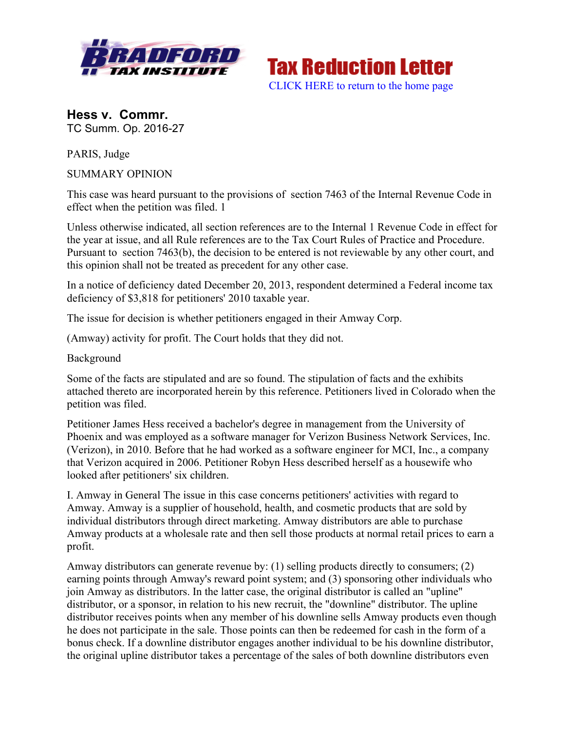Bradford Tax Institute — Tax Reduction Letter

CLICK HERE to return to the home page

## Hess v. Commr.

TC Summ. Op. 2016-27

PARIS, Judge

SUMMARY OPINION

This case was heard pursuant to the provisions of section 7463 of the Internal Revenue Code in effect when the petition was filed. 1

Unless otherwise indicated, all section references are to the Internal 1 Revenue Code in effect for the year at issue, and all Rule references are to the Tax Court Rules of Practice and Procedure. Pursuant to section 7463(b), the decision to be entered is not reviewable by any other court, and this opinion shall not be treated as precedent for any other case.

In a notice of deficiency dated December 20, 2013, respondent determined a Federal income tax deficiency of $3,818 for petitioners' 2010 taxable year.

The issue for decision is whether petitioners engaged in their Amway Corp.

(Amway) activity for profit. The Court holds that they did not.

Background

Some of the facts are stipulated and are so found. The stipulation of facts and the exhibits attached thereto are incorporated herein by this reference. Petitioners lived in Colorado when the petition was filed.

Petitioner James Hess received a bachelor's degree in management from the University of Phoenix and was employed as a software manager for Verizon Business Network Services, Inc. (Verizon), in 2010. Before that he had worked as a software engineer for MCI, Inc., a company that Verizon acquired in 2006. Petitioner Robyn Hess described herself as a housewife who looked after petitioners' six children.

I. Amway in General The issue in this case concerns petitioners' activities with regard to Amway. Amway is a supplier of household, health, and cosmetic products that are sold by individual distributors through direct marketing. Amway distributors are able to purchase Amway products at a wholesale rate and then sell those products at normal retail prices to earn a profit.

Amway distributors can generate revenue by: (1) selling products directly to consumers; (2) earning points through Amway's reward point system; and (3) sponsoring other individuals who join Amway as distributors. In the latter case, the original distributor is called an "upline" distributor, or a sponsor, in relation to his new recruit, the "downline" distributor. The upline distributor receives points when any member of his downline sells Amway products even though he does not participate in the sale. Those points can then be redeemed for cash in the form of a bonus check. If a downline distributor engages another individual to be his downline distributor, the original upline distributor takes a percentage of the sales of both downline distributors even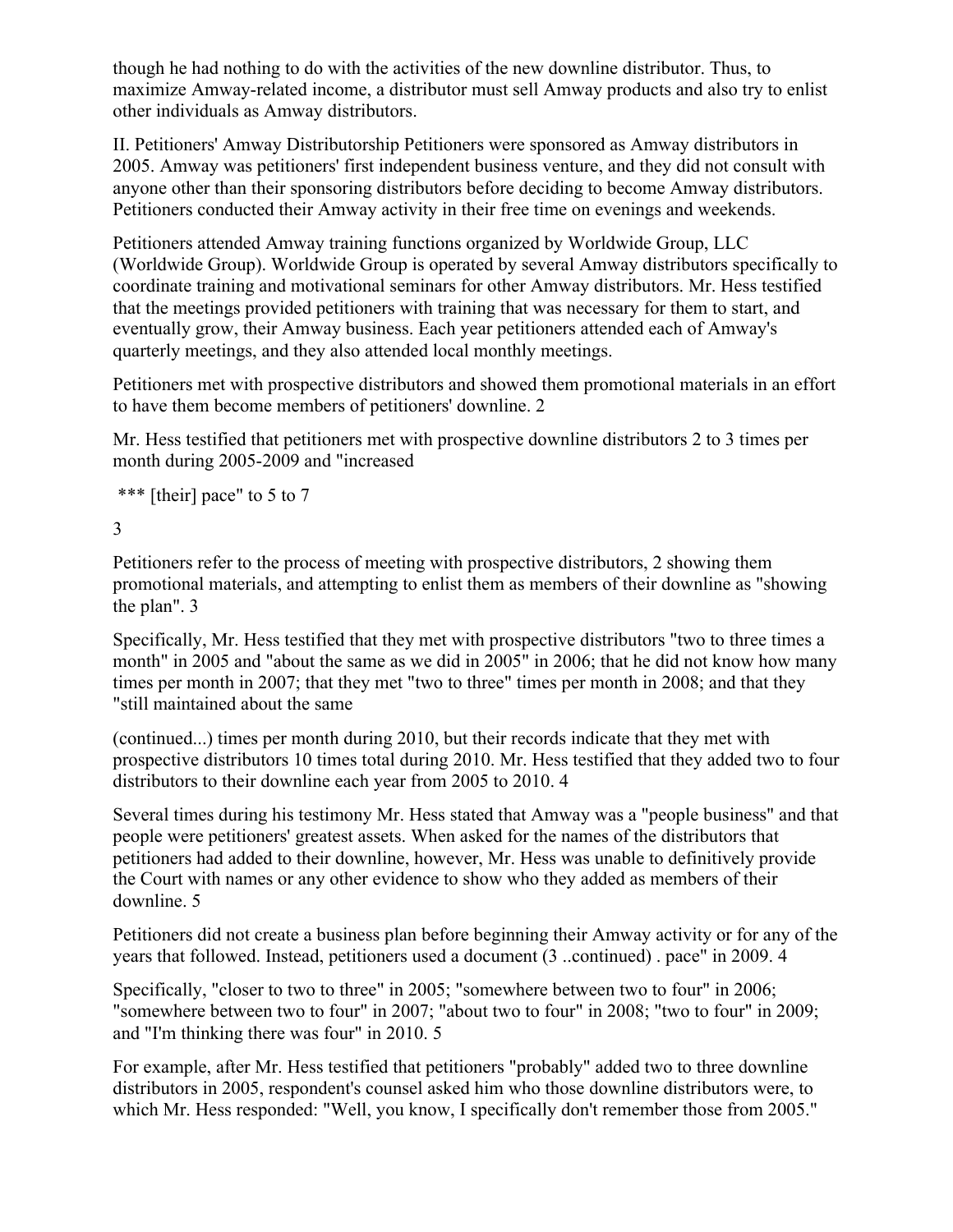though he had nothing to do with the activities of the new downline distributor. Thus, to maximize Amway-related income, a distributor must sell Amway products and also try to enlist other individuals as Amway distributors.

II. Petitioners' Amway Distributorship Petitioners were sponsored as Amway distributors in 2005. Amway was petitioners' first independent business venture, and they did not consult with anyone other than their sponsoring distributors before deciding to become Amway distributors. Petitioners conducted their Amway activity in their free time on evenings and weekends.

Petitioners attended Amway training functions organized by Worldwide Group, LLC (Worldwide Group). Worldwide Group is operated by several Amway distributors specifically to coordinate training and motivational seminars for other Amway distributors. Mr. Hess testified that the meetings provided petitioners with training that was necessary for them to start, and eventually grow, their Amway business. Each year petitioners attended each of Amway's quarterly meetings, and they also attended local monthly meetings.

Petitioners met with prospective distributors and showed them promotional materials in an effort to have them become members of petitioners' downline. 2

Mr. Hess testified that petitioners met with prospective downline distributors 2 to 3 times per month during 2005-2009 and "increased

*** [their] pace" to 5 to 7

3

Petitioners refer to the process of meeting with prospective distributors, 2 showing them promotional materials, and attempting to enlist them as members of their downline as "showing the plan". 3

Specifically, Mr. Hess testified that they met with prospective distributors "two to three times a month" in 2005 and "about the same as we did in 2005" in 2006; that he did not know how many times per month in 2007; that they met "two to three" times per month in 2008; and that they "still maintained about the same

(continued...) times per month during 2010, but their records indicate that they met with prospective distributors 10 times total during 2010. Mr. Hess testified that they added two to four distributors to their downline each year from 2005 to 2010. 4

Several times during his testimony Mr. Hess stated that Amway was a "people business" and that people were petitioners' greatest assets. When asked for the names of the distributors that petitioners had added to their downline, however, Mr. Hess was unable to definitively provide the Court with names or any other evidence to show who they added as members of their downline. 5

Petitioners did not create a business plan before beginning their Amway activity or for any of the years that followed. Instead, petitioners used a document (3 ..continued) . pace" in 2009. 4

Specifically, "closer to two to three" in 2005; "somewhere between two to four" in 2006; "somewhere between two to four" in 2007; "about two to four" in 2008; "two to four" in 2009; and "I'm thinking there was four" in 2010. 5

For example, after Mr. Hess testified that petitioners "probably" added two to three downline distributors in 2005, respondent's counsel asked him who those downline distributors were, to which Mr. Hess responded: "Well, you know, I specifically don't remember those from 2005."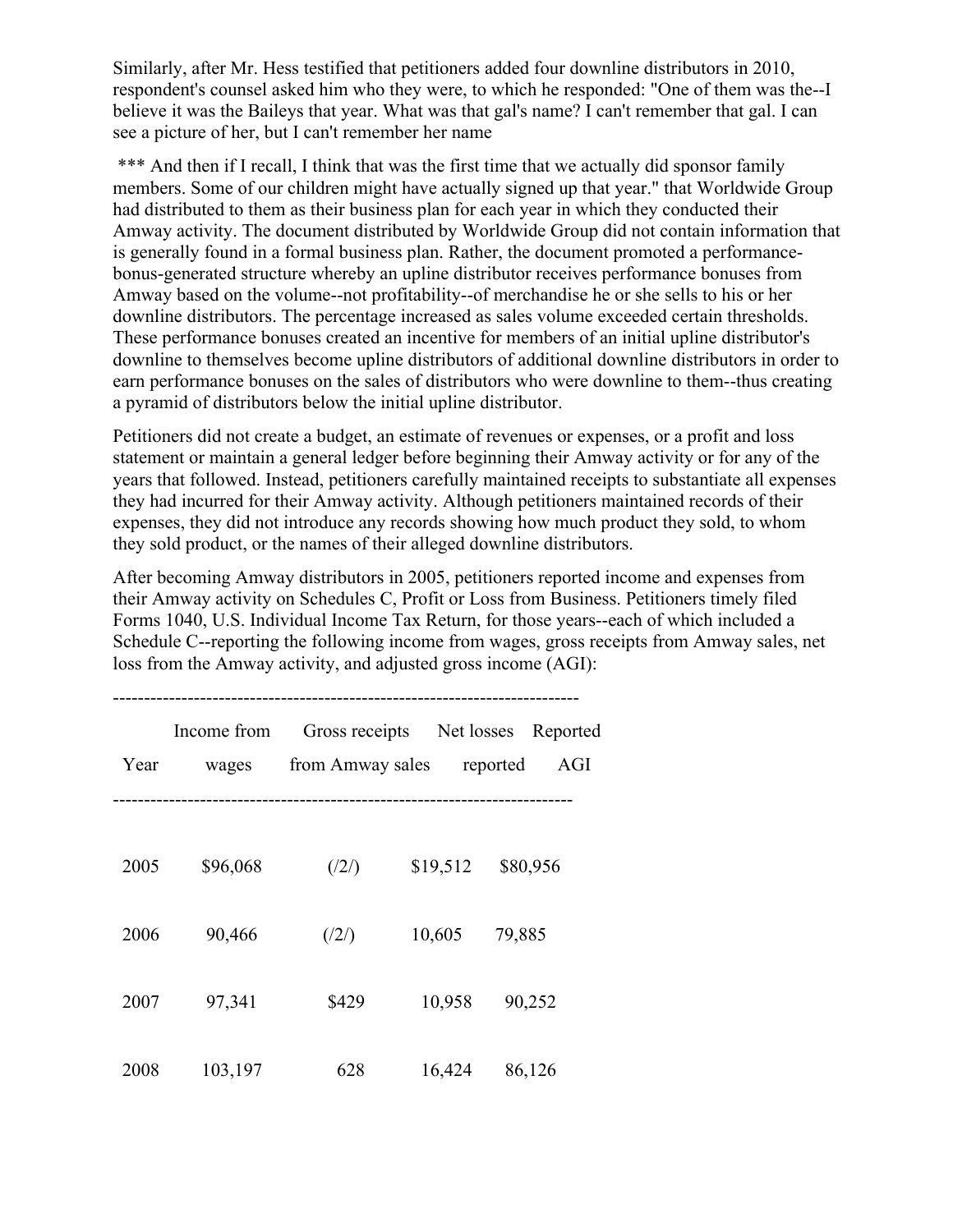Similarly, after Mr. Hess testified that petitioners added four downline distributors in 2010, respondent's counsel asked him who they were, to which he responded: "One of them was the--I believe it was the Baileys that year. What was that gal's name? I can't remember that gal. I can see a picture of her, but I can't remember her name

*** And then if I recall, I think that was the first time that we actually did sponsor family members. Some of our children might have actually signed up that year." that Worldwide Group had distributed to them as their business plan for each year in which they conducted their Amway activity. The document distributed by Worldwide Group did not contain information that is generally found in a formal business plan. Rather, the document promoted a performance-bonus-generated structure whereby an upline distributor receives performance bonuses from Amway based on the volume--not profitability--of merchandise he or she sells to his or her downline distributors. The percentage increased as sales volume exceeded certain thresholds. These performance bonuses created an incentive for members of an initial upline distributor's downline to themselves become upline distributors of additional downline distributors in order to earn performance bonuses on the sales of distributors who were downline to them--thus creating a pyramid of distributors below the initial upline distributor.

Petitioners did not create a budget, an estimate of revenues or expenses, or a profit and loss statement or maintain a general ledger before beginning their Amway activity or for any of the years that followed. Instead, petitioners carefully maintained receipts to substantiate all expenses they had incurred for their Amway activity. Although petitioners maintained records of their expenses, they did not introduce any records showing how much product they sold, to whom they sold product, or the names of their alleged downline distributors.

After becoming Amway distributors in 2005, petitioners reported income and expenses from their Amway activity on Schedules C, Profit or Loss from Business. Petitioners timely filed Forms 1040, U.S. Individual Income Tax Return, for those years--each of which included a Schedule C--reporting the following income from wages, gross receipts from Amway sales, net loss from the Amway activity, and adjusted gross income (AGI):

| Year | Income from wages | Gross receipts from Amway sales | Net losses reported | Reported AGI |
|---|---|---|---|---|
| 2005 | $96,068 | (/2/) | $19,512 | $80,956 |
| 2006 | 90,466 | (/2/) | 10,605 | 79,885 |
| 2007 | 97,341 | $429 | 10,958 | 90,252 |
| 2008 | 103,197 | 628 | 16,424 | 86,126 |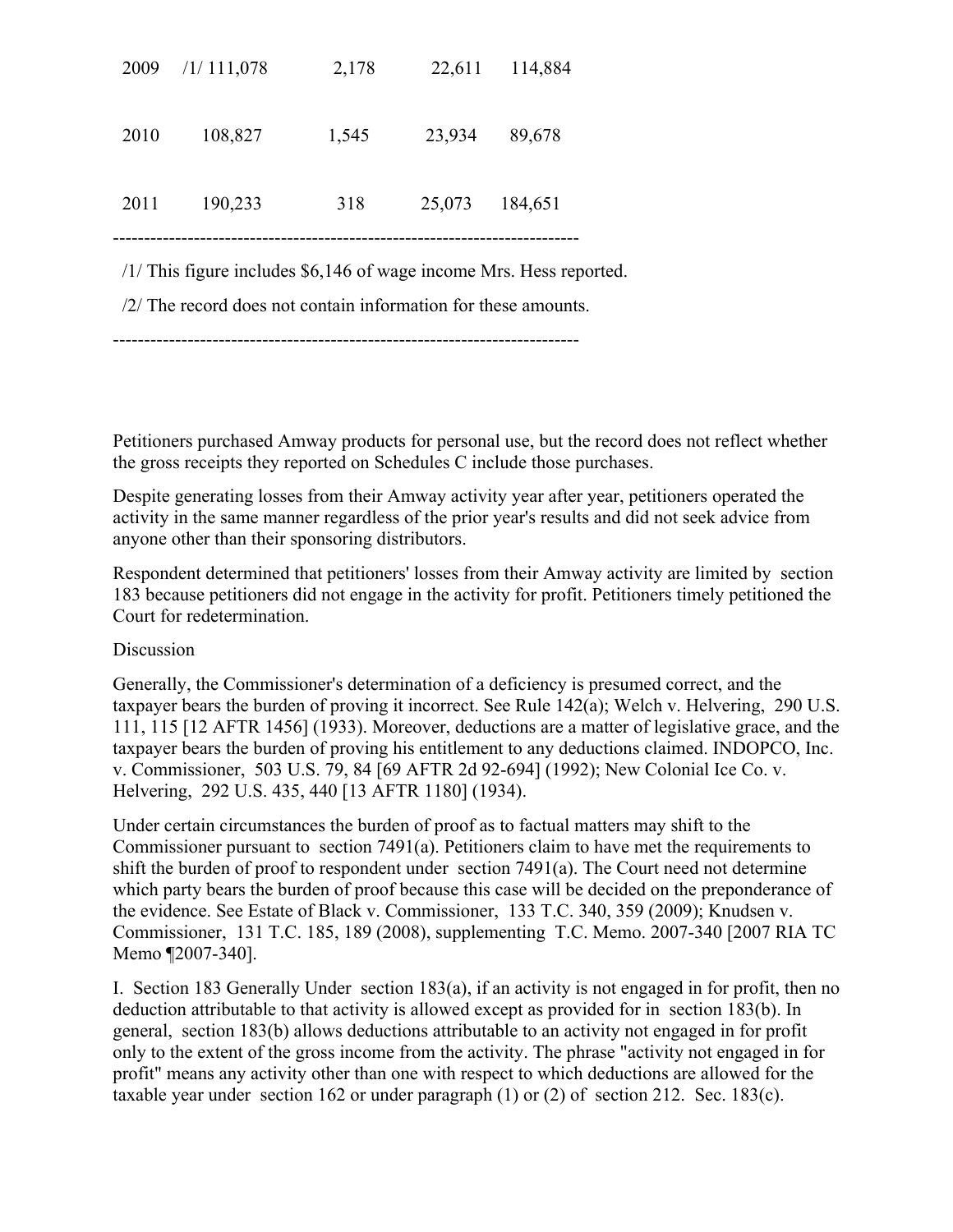| | | | | |
|---|---|---|---|---|
| 2009 | /1/ 111,078 | 2,178 | 22,611 | 114,884 |
| 2010 | 108,827 | 1,545 | 23,934 | 89,678 |
| 2011 | 190,233 | 318 | 25,073 | 184,651 |

/1/ This figure includes $6,146 of wage income Mrs. Hess reported.

/2/ The record does not contain information for these amounts.

Petitioners purchased Amway products for personal use, but the record does not reflect whether the gross receipts they reported on Schedules C include those purchases.

Despite generating losses from their Amway activity year after year, petitioners operated the activity in the same manner regardless of the prior year's results and did not seek advice from anyone other than their sponsoring distributors.

Respondent determined that petitioners' losses from their Amway activity are limited by section 183 because petitioners did not engage in the activity for profit. Petitioners timely petitioned the Court for redetermination.

Discussion

Generally, the Commissioner's determination of a deficiency is presumed correct, and the taxpayer bears the burden of proving it incorrect. See Rule 142(a); Welch v. Helvering, 290 U.S. 111, 115 [12 AFTR 1456] (1933). Moreover, deductions are a matter of legislative grace, and the taxpayer bears the burden of proving his entitlement to any deductions claimed. INDOPCO, Inc. v. Commissioner, 503 U.S. 79, 84 [69 AFTR 2d 92-694] (1992); New Colonial Ice Co. v. Helvering, 292 U.S. 435, 440 [13 AFTR 1180] (1934).

Under certain circumstances the burden of proof as to factual matters may shift to the Commissioner pursuant to section 7491(a). Petitioners claim to have met the requirements to shift the burden of proof to respondent under section 7491(a). The Court need not determine which party bears the burden of proof because this case will be decided on the preponderance of the evidence. See Estate of Black v. Commissioner, 133 T.C. 340, 359 (2009); Knudsen v. Commissioner, 131 T.C. 185, 189 (2008), supplementing T.C. Memo. 2007-340 [2007 RIA TC Memo ¶2007-340].

I. Section 183 Generally Under section 183(a), if an activity is not engaged in for profit, then no deduction attributable to that activity is allowed except as provided for in section 183(b). In general, section 183(b) allows deductions attributable to an activity not engaged in for profit only to the extent of the gross income from the activity. The phrase "activity not engaged in for profit" means any activity other than one with respect to which deductions are allowed for the taxable year under section 162 or under paragraph (1) or (2) of section 212. Sec. 183(c).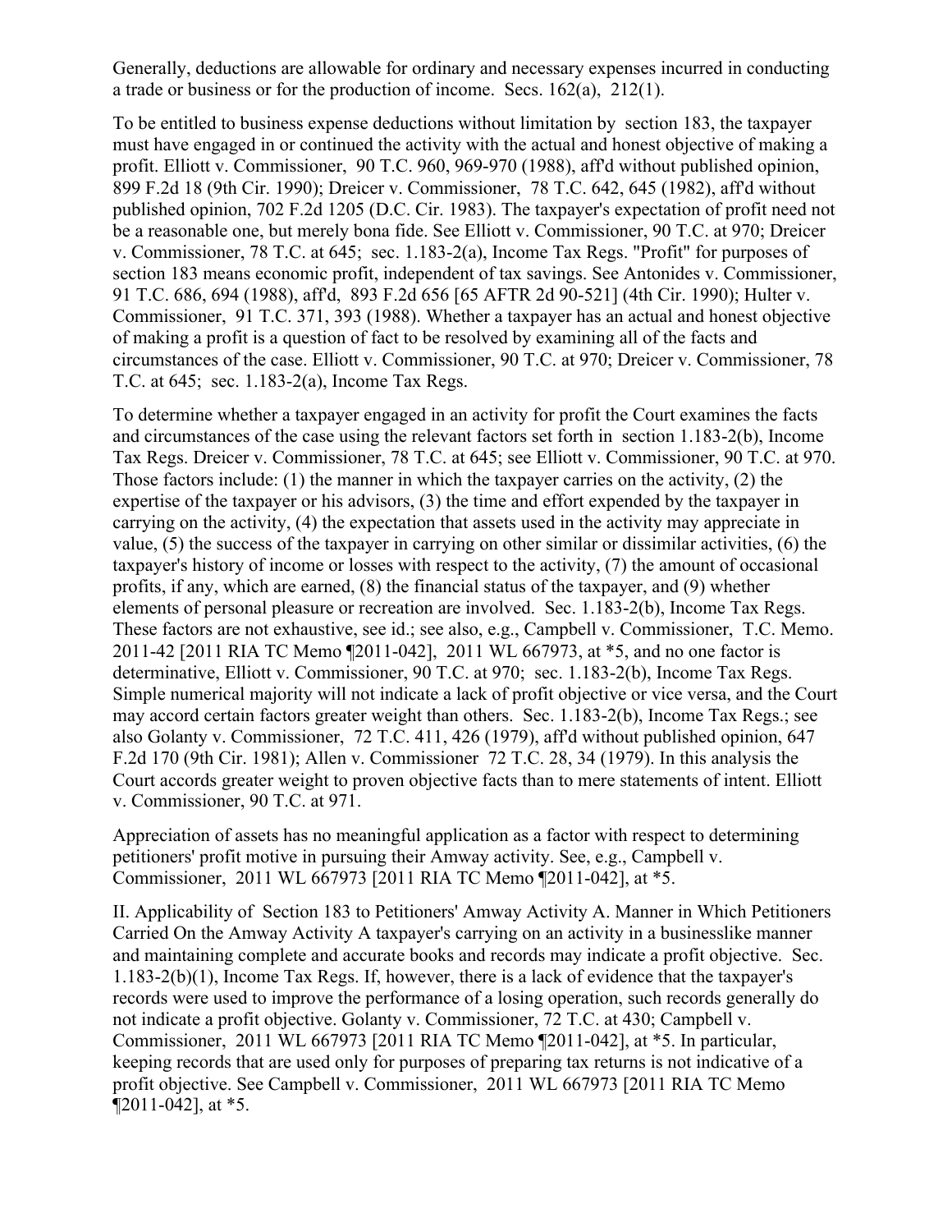Generally, deductions are allowable for ordinary and necessary expenses incurred in conducting a trade or business or for the production of income. Secs. 162(a), 212(1).

To be entitled to business expense deductions without limitation by section 183, the taxpayer must have engaged in or continued the activity with the actual and honest objective of making a profit. Elliott v. Commissioner, 90 T.C. 960, 969-970 (1988), aff'd without published opinion, 899 F.2d 18 (9th Cir. 1990); Dreicer v. Commissioner, 78 T.C. 642, 645 (1982), aff'd without published opinion, 702 F.2d 1205 (D.C. Cir. 1983). The taxpayer's expectation of profit need not be a reasonable one, but merely bona fide. See Elliott v. Commissioner, 90 T.C. at 970; Dreicer v. Commissioner, 78 T.C. at 645; sec. 1.183-2(a), Income Tax Regs. "Profit" for purposes of section 183 means economic profit, independent of tax savings. See Antonides v. Commissioner, 91 T.C. 686, 694 (1988), aff'd, 893 F.2d 656 [65 AFTR 2d 90-521] (4th Cir. 1990); Hulter v. Commissioner, 91 T.C. 371, 393 (1988). Whether a taxpayer has an actual and honest objective of making a profit is a question of fact to be resolved by examining all of the facts and circumstances of the case. Elliott v. Commissioner, 90 T.C. at 970; Dreicer v. Commissioner, 78 T.C. at 645; sec. 1.183-2(a), Income Tax Regs.

To determine whether a taxpayer engaged in an activity for profit the Court examines the facts and circumstances of the case using the relevant factors set forth in section 1.183-2(b), Income Tax Regs. Dreicer v. Commissioner, 78 T.C. at 645; see Elliott v. Commissioner, 90 T.C. at 970. Those factors include: (1) the manner in which the taxpayer carries on the activity, (2) the expertise of the taxpayer or his advisors, (3) the time and effort expended by the taxpayer in carrying on the activity, (4) the expectation that assets used in the activity may appreciate in value, (5) the success of the taxpayer in carrying on other similar or dissimilar activities, (6) the taxpayer's history of income or losses with respect to the activity, (7) the amount of occasional profits, if any, which are earned, (8) the financial status of the taxpayer, and (9) whether elements of personal pleasure or recreation are involved. Sec. 1.183-2(b), Income Tax Regs. These factors are not exhaustive, see id.; see also, e.g., Campbell v. Commissioner, T.C. Memo. 2011-42 [2011 RIA TC Memo ¶2011-042], 2011 WL 667973, at *5, and no one factor is determinative, Elliott v. Commissioner, 90 T.C. at 970; sec. 1.183-2(b), Income Tax Regs. Simple numerical majority will not indicate a lack of profit objective or vice versa, and the Court may accord certain factors greater weight than others. Sec. 1.183-2(b), Income Tax Regs.; see also Golanty v. Commissioner, 72 T.C. 411, 426 (1979), aff'd without published opinion, 647 F.2d 170 (9th Cir. 1981); Allen v. Commissioner 72 T.C. 28, 34 (1979). In this analysis the Court accords greater weight to proven objective facts than to mere statements of intent. Elliott v. Commissioner, 90 T.C. at 971.

Appreciation of assets has no meaningful application as a factor with respect to determining petitioners' profit motive in pursuing their Amway activity. See, e.g., Campbell v. Commissioner, 2011 WL 667973 [2011 RIA TC Memo ¶2011-042], at *5.

II. Applicability of Section 183 to Petitioners' Amway Activity A. Manner in Which Petitioners Carried On the Amway Activity A taxpayer's carrying on an activity in a businesslike manner and maintaining complete and accurate books and records may indicate a profit objective. Sec. 1.183-2(b)(1), Income Tax Regs. If, however, there is a lack of evidence that the taxpayer's records were used to improve the performance of a losing operation, such records generally do not indicate a profit objective. Golanty v. Commissioner, 72 T.C. at 430; Campbell v. Commissioner, 2011 WL 667973 [2011 RIA TC Memo ¶2011-042], at *5. In particular, keeping records that are used only for purposes of preparing tax returns is not indicative of a profit objective. See Campbell v. Commissioner, 2011 WL 667973 [2011 RIA TC Memo ¶2011-042], at *5.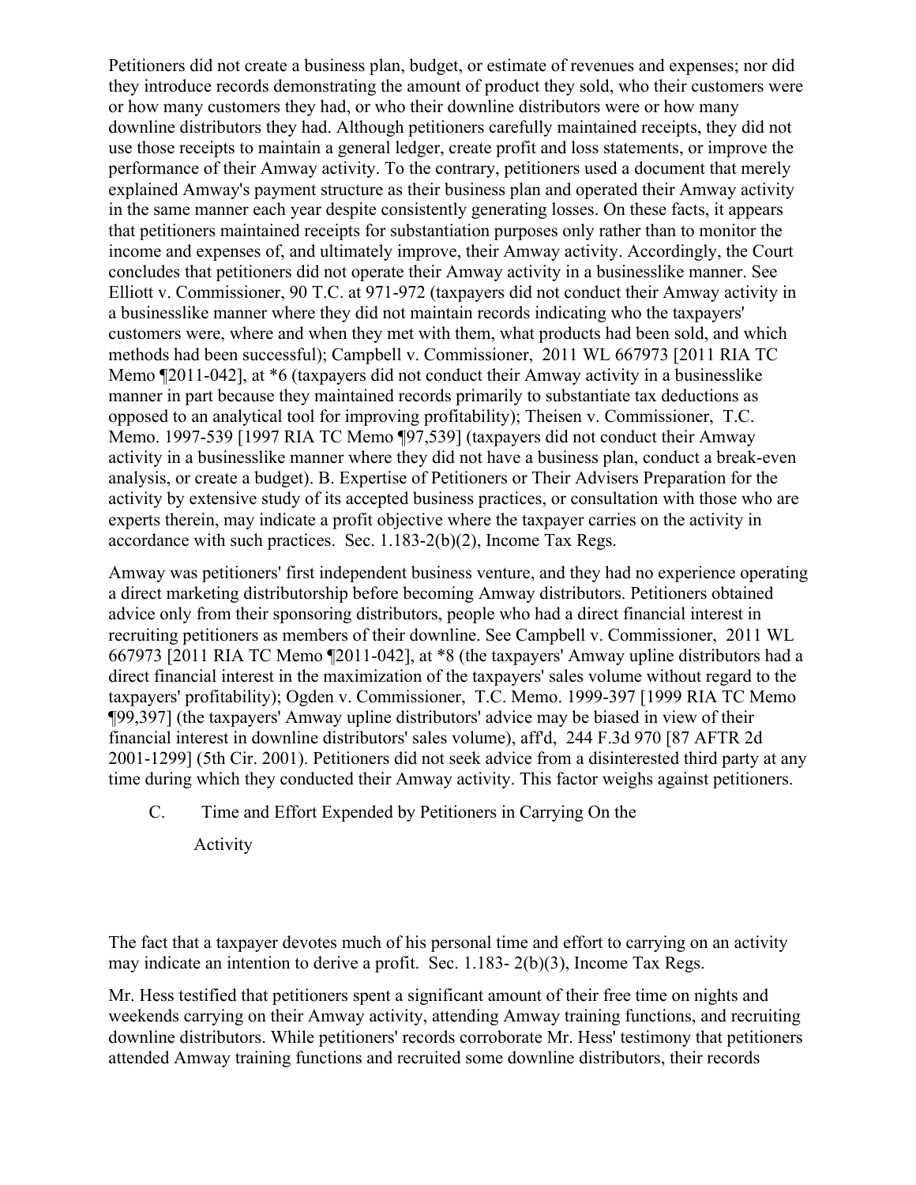Petitioners did not create a business plan, budget, or estimate of revenues and expenses; nor did they introduce records demonstrating the amount of product they sold, who their customers were or how many customers they had, or who their downline distributors were or how many downline distributors they had. Although petitioners carefully maintained receipts, they did not use those receipts to maintain a general ledger, create profit and loss statements, or improve the performance of their Amway activity. To the contrary, petitioners used a document that merely explained Amway's payment structure as their business plan and operated their Amway activity in the same manner each year despite consistently generating losses. On these facts, it appears that petitioners maintained receipts for substantiation purposes only rather than to monitor the income and expenses of, and ultimately improve, their Amway activity. Accordingly, the Court concludes that petitioners did not operate their Amway activity in a businesslike manner. See Elliott v. Commissioner, 90 T.C. at 971-972 (taxpayers did not conduct their Amway activity in a businesslike manner where they did not maintain records indicating who the taxpayers' customers were, where and when they met with them, what products had been sold, and which methods had been successful); Campbell v. Commissioner, 2011 WL 667973 [2011 RIA TC Memo ¶2011-042], at *6 (taxpayers did not conduct their Amway activity in a businesslike manner in part because they maintained records primarily to substantiate tax deductions as opposed to an analytical tool for improving profitability); Theisen v. Commissioner, T.C. Memo. 1997-539 [1997 RIA TC Memo ¶97,539] (taxpayers did not conduct their Amway activity in a businesslike manner where they did not have a business plan, conduct a break-even analysis, or create a budget). B. Expertise of Petitioners or Their Advisers Preparation for the activity by extensive study of its accepted business practices, or consultation with those who are experts therein, may indicate a profit objective where the taxpayer carries on the activity in accordance with such practices. Sec. 1.183-2(b)(2), Income Tax Regs.

Amway was petitioners' first independent business venture, and they had no experience operating a direct marketing distributorship before becoming Amway distributors. Petitioners obtained advice only from their sponsoring distributors, people who had a direct financial interest in recruiting petitioners as members of their downline. See Campbell v. Commissioner, 2011 WL 667973 [2011 RIA TC Memo ¶2011-042], at *8 (the taxpayers' Amway upline distributors had a direct financial interest in the maximization of the taxpayers' sales volume without regard to the taxpayers' profitability); Ogden v. Commissioner, T.C. Memo. 1999-397 [1999 RIA TC Memo ¶99,397] (the taxpayers' Amway upline distributors' advice may be biased in view of their financial interest in downline distributors' sales volume), aff'd, 244 F.3d 970 [87 AFTR 2d 2001-1299] (5th Cir. 2001). Petitioners did not seek advice from a disinterested third party at any time during which they conducted their Amway activity. This factor weighs against petitioners.

C. Time and Effort Expended by Petitioners in Carrying On the Activity

The fact that a taxpayer devotes much of his personal time and effort to carrying on an activity may indicate an intention to derive a profit. Sec. 1.183- 2(b)(3), Income Tax Regs.

Mr. Hess testified that petitioners spent a significant amount of their free time on nights and weekends carrying on their Amway activity, attending Amway training functions, and recruiting downline distributors. While petitioners' records corroborate Mr. Hess' testimony that petitioners attended Amway training functions and recruited some downline distributors, their records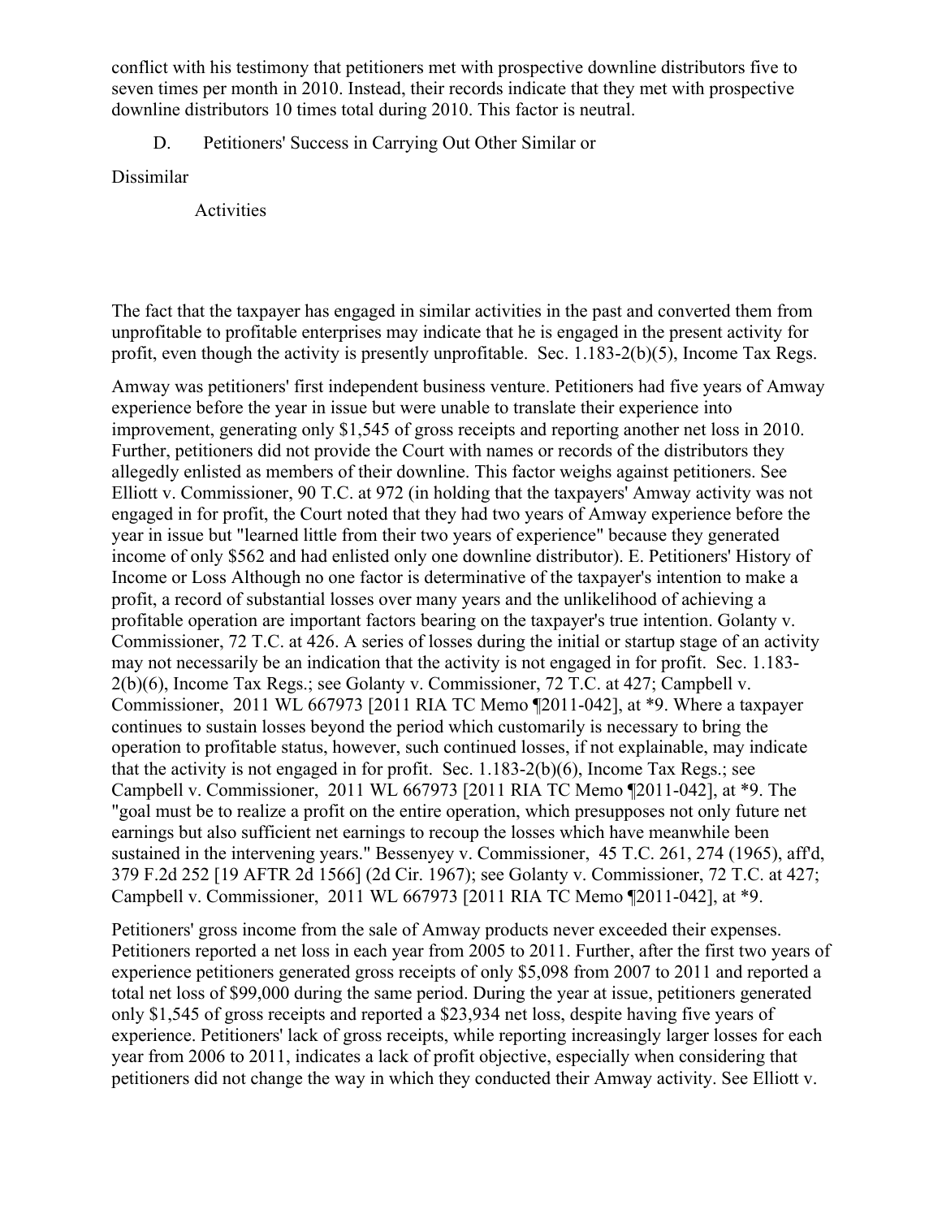conflict with his testimony that petitioners met with prospective downline distributors five to seven times per month in 2010. Instead, their records indicate that they met with prospective downline distributors 10 times total during 2010. This factor is neutral.

### D. Petitioners' Success in Carrying Out Other Similar or Dissimilar Activities

The fact that the taxpayer has engaged in similar activities in the past and converted them from unprofitable to profitable enterprises may indicate that he is engaged in the present activity for profit, even though the activity is presently unprofitable. Sec. 1.183-2(b)(5), Income Tax Regs.

Amway was petitioners' first independent business venture. Petitioners had five years of Amway experience before the year in issue but were unable to translate their experience into improvement, generating only $1,545 of gross receipts and reporting another net loss in 2010. Further, petitioners did not provide the Court with names or records of the distributors they allegedly enlisted as members of their downline. This factor weighs against petitioners. See Elliott v. Commissioner, 90 T.C. at 972 (in holding that the taxpayers' Amway activity was not engaged in for profit, the Court noted that they had two years of Amway experience before the year in issue but "learned little from their two years of experience" because they generated income of only $562 and had enlisted only one downline distributor). E. Petitioners' History of Income or Loss Although no one factor is determinative of the taxpayer's intention to make a profit, a record of substantial losses over many years and the unlikelihood of achieving a profitable operation are important factors bearing on the taxpayer's true intention. Golanty v. Commissioner, 72 T.C. at 426. A series of losses during the initial or startup stage of an activity may not necessarily be an indication that the activity is not engaged in for profit. Sec. 1.183-2(b)(6), Income Tax Regs.; see Golanty v. Commissioner, 72 T.C. at 427; Campbell v. Commissioner, 2011 WL 667973 [2011 RIA TC Memo ¶2011-042], at *9. Where a taxpayer continues to sustain losses beyond the period which customarily is necessary to bring the operation to profitable status, however, such continued losses, if not explainable, may indicate that the activity is not engaged in for profit. Sec. 1.183-2(b)(6), Income Tax Regs.; see Campbell v. Commissioner, 2011 WL 667973 [2011 RIA TC Memo ¶2011-042], at *9. The "goal must be to realize a profit on the entire operation, which presupposes not only future net earnings but also sufficient net earnings to recoup the losses which have meanwhile been sustained in the intervening years." Bessenyey v. Commissioner, 45 T.C. 261, 274 (1965), aff'd, 379 F.2d 252 [19 AFTR 2d 1566] (2d Cir. 1967); see Golanty v. Commissioner, 72 T.C. at 427; Campbell v. Commissioner, 2011 WL 667973 [2011 RIA TC Memo ¶2011-042], at *9.

Petitioners' gross income from the sale of Amway products never exceeded their expenses. Petitioners reported a net loss in each year from 2005 to 2011. Further, after the first two years of experience petitioners generated gross receipts of only $5,098 from 2007 to 2011 and reported a total net loss of $99,000 during the same period. During the year at issue, petitioners generated only $1,545 of gross receipts and reported a $23,934 net loss, despite having five years of experience. Petitioners' lack of gross receipts, while reporting increasingly larger losses for each year from 2006 to 2011, indicates a lack of profit objective, especially when considering that petitioners did not change the way in which they conducted their Amway activity. See Elliott v.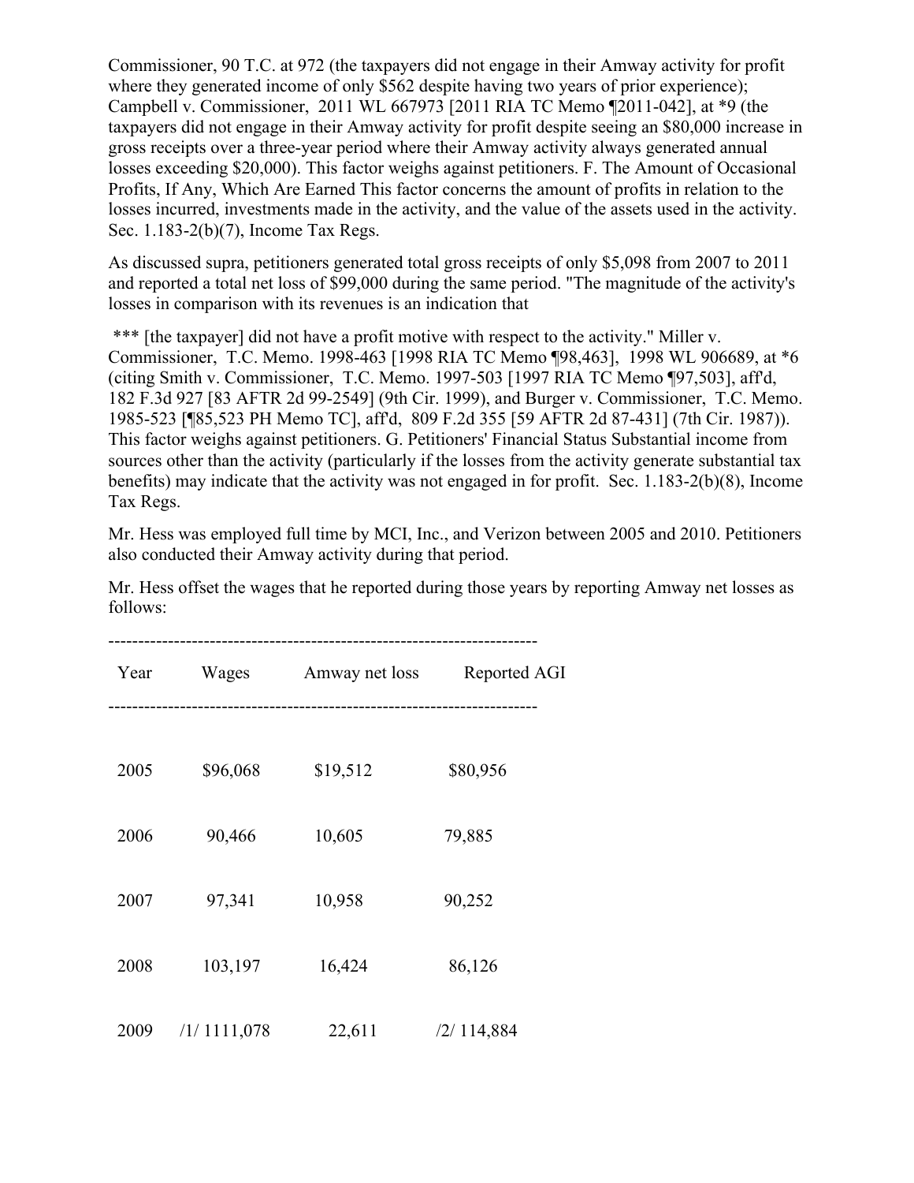Commissioner, 90 T.C. at 972 (the taxpayers did not engage in their Amway activity for profit where they generated income of only $562 despite having two years of prior experience); Campbell v. Commissioner, 2011 WL 667973 [2011 RIA TC Memo ¶2011-042], at *9 (the taxpayers did not engage in their Amway activity for profit despite seeing an $80,000 increase in gross receipts over a three-year period where their Amway activity always generated annual losses exceeding $20,000). This factor weighs against petitioners. F. The Amount of Occasional Profits, If Any, Which Are Earned This factor concerns the amount of profits in relation to the losses incurred, investments made in the activity, and the value of the assets used in the activity. Sec. 1.183-2(b)(7), Income Tax Regs.

As discussed supra, petitioners generated total gross receipts of only $5,098 from 2007 to 2011 and reported a total net loss of $99,000 during the same period. "The magnitude of the activity's losses in comparison with its revenues is an indication that

*** [the taxpayer] did not have a profit motive with respect to the activity." Miller v. Commissioner, T.C. Memo. 1998-463 [1998 RIA TC Memo ¶98,463], 1998 WL 906689, at *6 (citing Smith v. Commissioner, T.C. Memo. 1997-503 [1997 RIA TC Memo ¶97,503], aff'd, 182 F.3d 927 [83 AFTR 2d 99-2549] (9th Cir. 1999), and Burger v. Commissioner, T.C. Memo. 1985-523 [¶85,523 PH Memo TC], aff'd, 809 F.2d 355 [59 AFTR 2d 87-431] (7th Cir. 1987)). This factor weighs against petitioners. G. Petitioners' Financial Status Substantial income from sources other than the activity (particularly if the losses from the activity generate substantial tax benefits) may indicate that the activity was not engaged in for profit. Sec. 1.183-2(b)(8), Income Tax Regs.

Mr. Hess was employed full time by MCI, Inc., and Verizon between 2005 and 2010. Petitioners also conducted their Amway activity during that period.

Mr. Hess offset the wages that he reported during those years by reporting Amway net losses as follows:

| Year | Wages | Amway net loss | Reported AGI |
| --- | --- | --- | --- |
| 2005 | $96,068 | $19,512 | $80,956 |
| 2006 | 90,466 | 10,605 | 79,885 |
| 2007 | 97,341 | 10,958 | 90,252 |
| 2008 | 103,197 | 16,424 | 86,126 |
| 2009 | /1/ 1111,078 | 22,611 | /2/ 114,884 |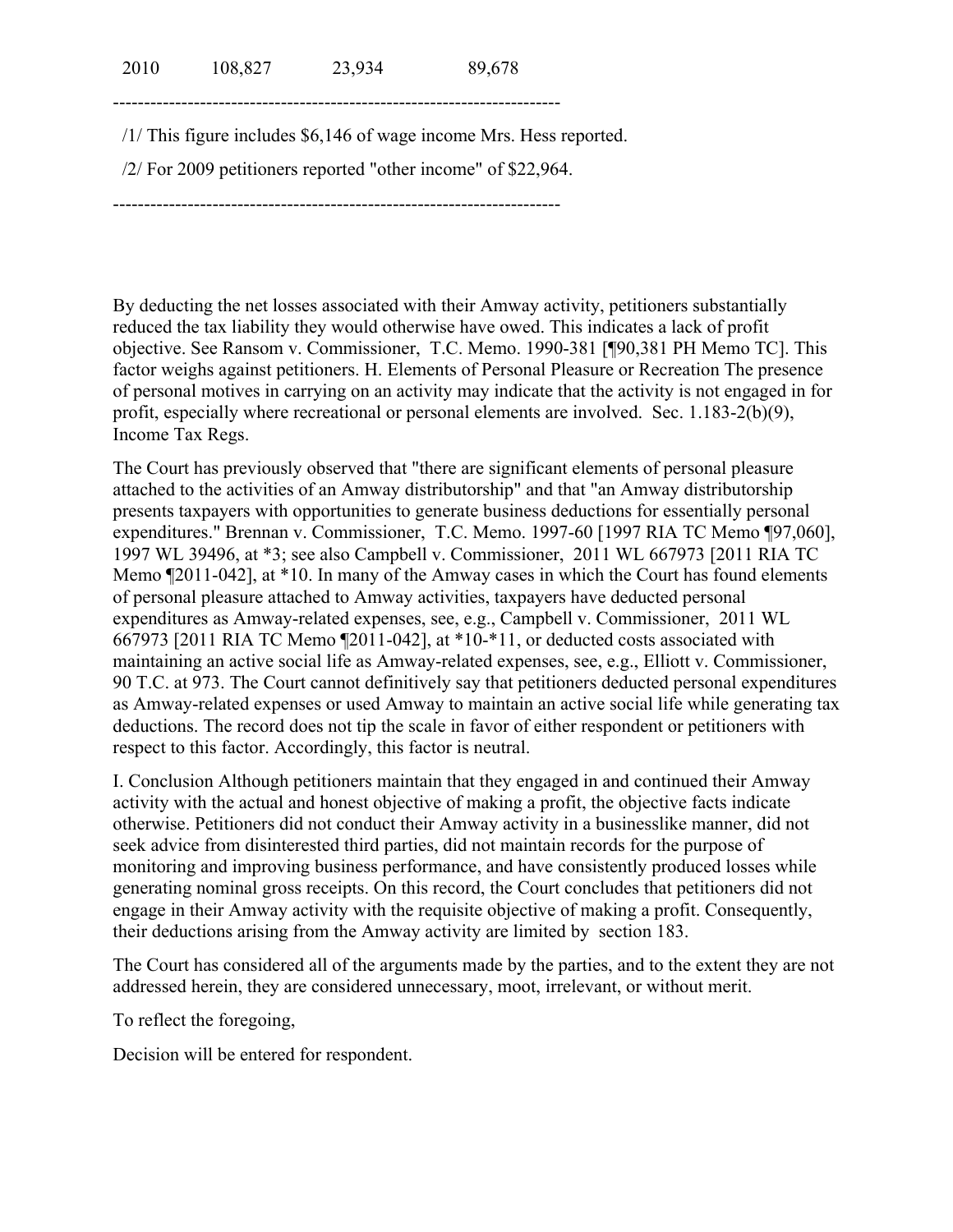| 2010 | 108,827 | 23,934 | 89,678 |
| --- | --- | --- | --- |

---

/1/ This figure includes $6,146 of wage income Mrs. Hess reported.

/2/ For 2009 petitioners reported "other income" of $22,964.

---

By deducting the net losses associated with their Amway activity, petitioners substantially reduced the tax liability they would otherwise have owed. This indicates a lack of profit objective. See Ransom v. Commissioner, T.C. Memo. 1990-381 [¶90,381 PH Memo TC]. This factor weighs against petitioners. H. Elements of Personal Pleasure or Recreation The presence of personal motives in carrying on an activity may indicate that the activity is not engaged in for profit, especially where recreational or personal elements are involved. Sec. 1.183-2(b)(9), Income Tax Regs.

The Court has previously observed that "there are significant elements of personal pleasure attached to the activities of an Amway distributorship" and that "an Amway distributorship presents taxpayers with opportunities to generate business deductions for essentially personal expenditures." Brennan v. Commissioner, T.C. Memo. 1997-60 [1997 RIA TC Memo ¶97,060], 1997 WL 39496, at *3; see also Campbell v. Commissioner, 2011 WL 667973 [2011 RIA TC Memo ¶2011-042], at *10. In many of the Amway cases in which the Court has found elements of personal pleasure attached to Amway activities, taxpayers have deducted personal expenditures as Amway-related expenses, see, e.g., Campbell v. Commissioner, 2011 WL 667973 [2011 RIA TC Memo ¶2011-042], at *10-*11, or deducted costs associated with maintaining an active social life as Amway-related expenses, see, e.g., Elliott v. Commissioner, 90 T.C. at 973. The Court cannot definitively say that petitioners deducted personal expenditures as Amway-related expenses or used Amway to maintain an active social life while generating tax deductions. The record does not tip the scale in favor of either respondent or petitioners with respect to this factor. Accordingly, this factor is neutral.

I. Conclusion Although petitioners maintain that they engaged in and continued their Amway activity with the actual and honest objective of making a profit, the objective facts indicate otherwise. Petitioners did not conduct their Amway activity in a businesslike manner, did not seek advice from disinterested third parties, did not maintain records for the purpose of monitoring and improving business performance, and have consistently produced losses while generating nominal gross receipts. On this record, the Court concludes that petitioners did not engage in their Amway activity with the requisite objective of making a profit. Consequently, their deductions arising from the Amway activity are limited by section 183.

The Court has considered all of the arguments made by the parties, and to the extent they are not addressed herein, they are considered unnecessary, moot, irrelevant, or without merit.

To reflect the foregoing,

Decision will be entered for respondent.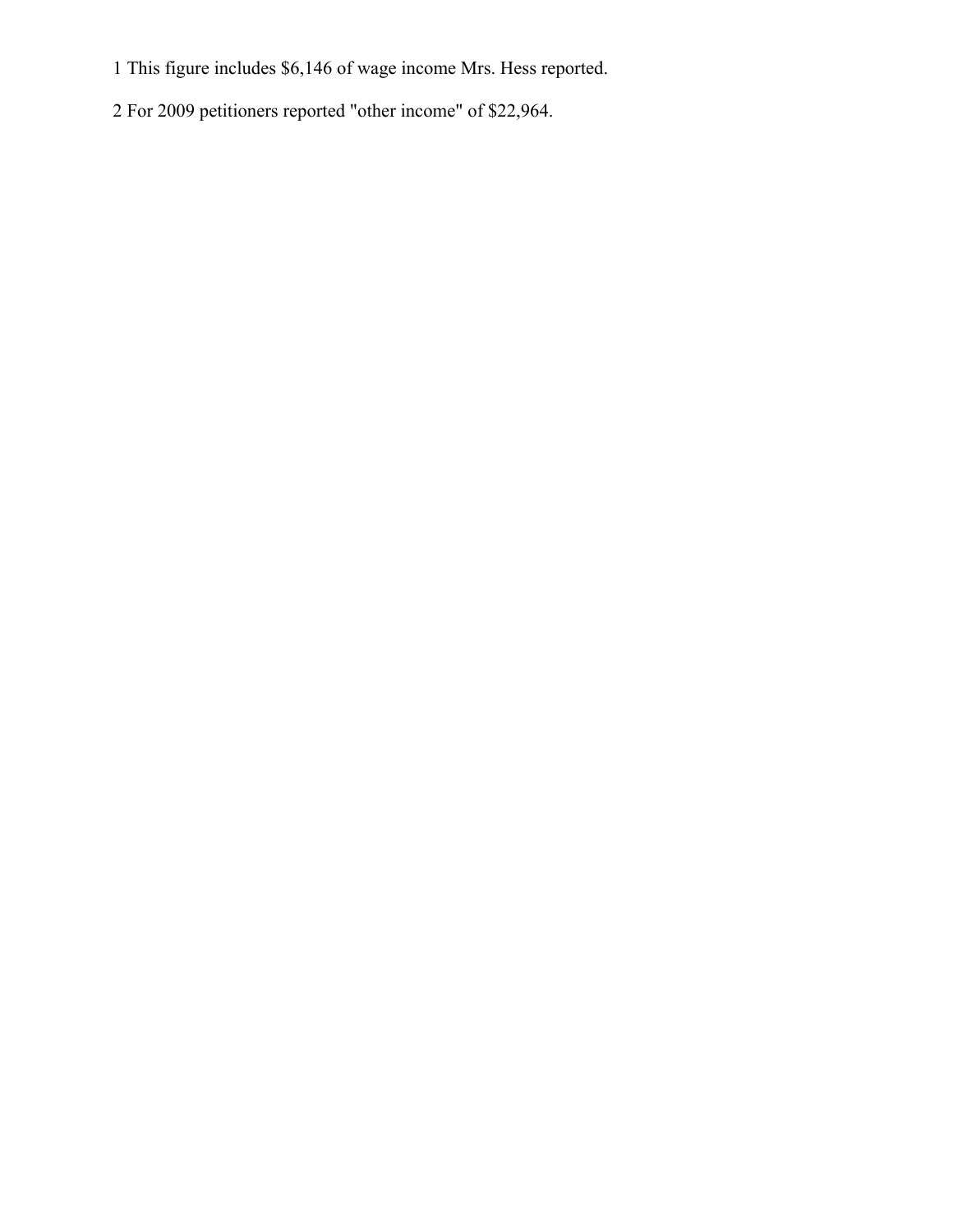1 This figure includes $6,146 of wage income Mrs. Hess reported.

2 For 2009 petitioners reported "other income" of $22,964.